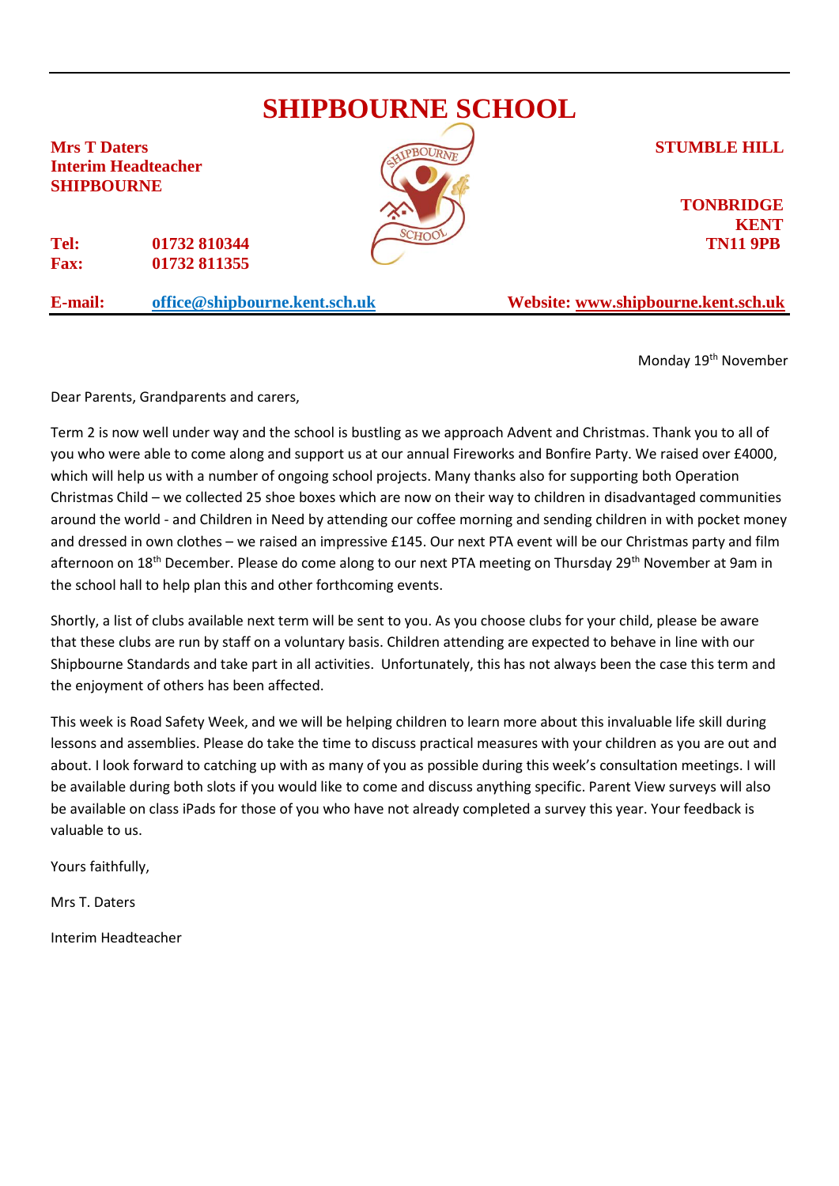# SHIPBOURNE SCHOOL

**Mrs T Daters**
**Interim Headteacher**
**SHIPBOURNE**

**STUMBLE HILL**

**TONBRIDGE**
**KENT**
**TN11 9PB**

**Tel:** **01732 810344**
**Fax:** **01732 811355**

**E-mail:** **office@shipbourne.kent.sch.uk**

**Website: www.shipbourne.kent.sch.uk**

Monday 19th November

Dear Parents, Grandparents and carers,

Term 2 is now well under way and the school is bustling as we approach Advent and Christmas. Thank you to all of you who were able to come along and support us at our annual Fireworks and Bonfire Party. We raised over £4000, which will help us with a number of ongoing school projects. Many thanks also for supporting both Operation Christmas Child – we collected 25 shoe boxes which are now on their way to children in disadvantaged communities around the world - and Children in Need by attending our coffee morning and sending children in with pocket money and dressed in own clothes – we raised an impressive £145. Our next PTA event will be our Christmas party and film afternoon on 18th December. Please do come along to our next PTA meeting on Thursday 29th November at 9am in the school hall to help plan this and other forthcoming events.

Shortly, a list of clubs available next term will be sent to you. As you choose clubs for your child, please be aware that these clubs are run by staff on a voluntary basis. Children attending are expected to behave in line with our Shipbourne Standards and take part in all activities. Unfortunately, this has not always been the case this term and the enjoyment of others has been affected.

This week is Road Safety Week, and we will be helping children to learn more about this invaluable life skill during lessons and assemblies. Please do take the time to discuss practical measures with your children as you are out and about. I look forward to catching up with as many of you as possible during this week's consultation meetings. I will be available during both slots if you would like to come and discuss anything specific. Parent View surveys will also be available on class iPads for those of you who have not already completed a survey this year. Your feedback is valuable to us.

Yours faithfully,

Mrs T. Daters

Interim Headteacher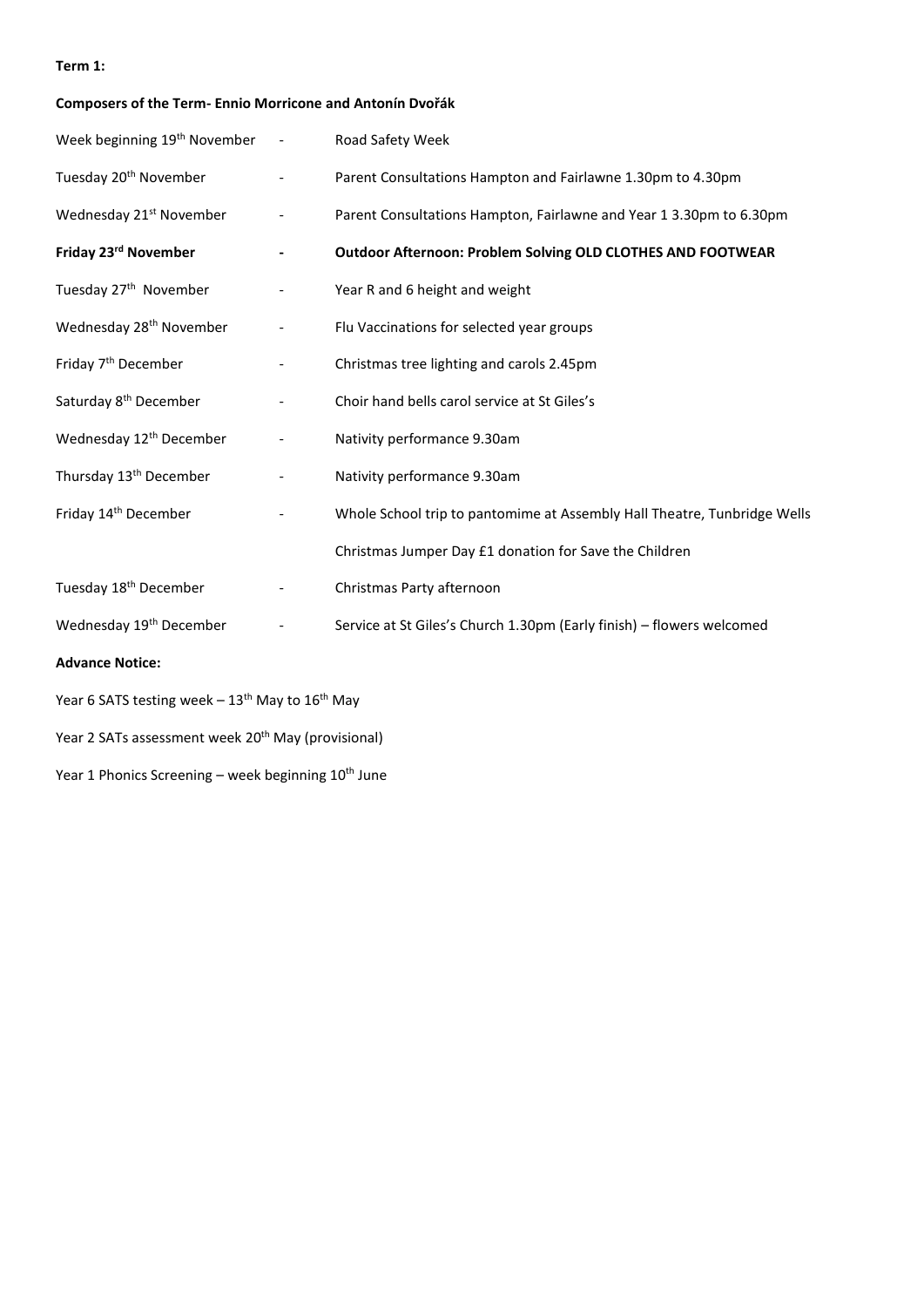**Term 1:**

**Composers of the Term- Ennio Morricone and Antonín Dvořák**

| | | |
|---|---|---|
| Week beginning 19th November | - | Road Safety Week |
| Tuesday 20th November | - | Parent Consultations Hampton and Fairlawne 1.30pm to 4.30pm |
| Wednesday 21st November | - | Parent Consultations Hampton, Fairlawne and Year 1 3.30pm to 6.30pm |
| **Friday 23rd November** | **-** | **Outdoor Afternoon: Problem Solving OLD CLOTHES AND FOOTWEAR** |
| Tuesday 27th November | - | Year R and 6 height and weight |
| Wednesday 28th November | - | Flu Vaccinations for selected year groups |
| Friday 7th December | - | Christmas tree lighting and carols 2.45pm |
| Saturday 8th December | - | Choir hand bells carol service at St Giles's |
| Wednesday 12th December | - | Nativity performance 9.30am |
| Thursday 13th December | - | Nativity performance 9.30am |
| Friday 14th December | - | Whole School trip to pantomime at Assembly Hall Theatre, Tunbridge Wells |
| | | Christmas Jumper Day £1 donation for Save the Children |
| Tuesday 18th December | - | Christmas Party afternoon |
| Wednesday 19th December | - | Service at St Giles's Church 1.30pm (Early finish) – flowers welcomed |

**Advance Notice:**

Year 6 SATS testing week – 13th May to 16th May

Year 2 SATs assessment week 20th May (provisional)

Year 1 Phonics Screening – week beginning 10th June